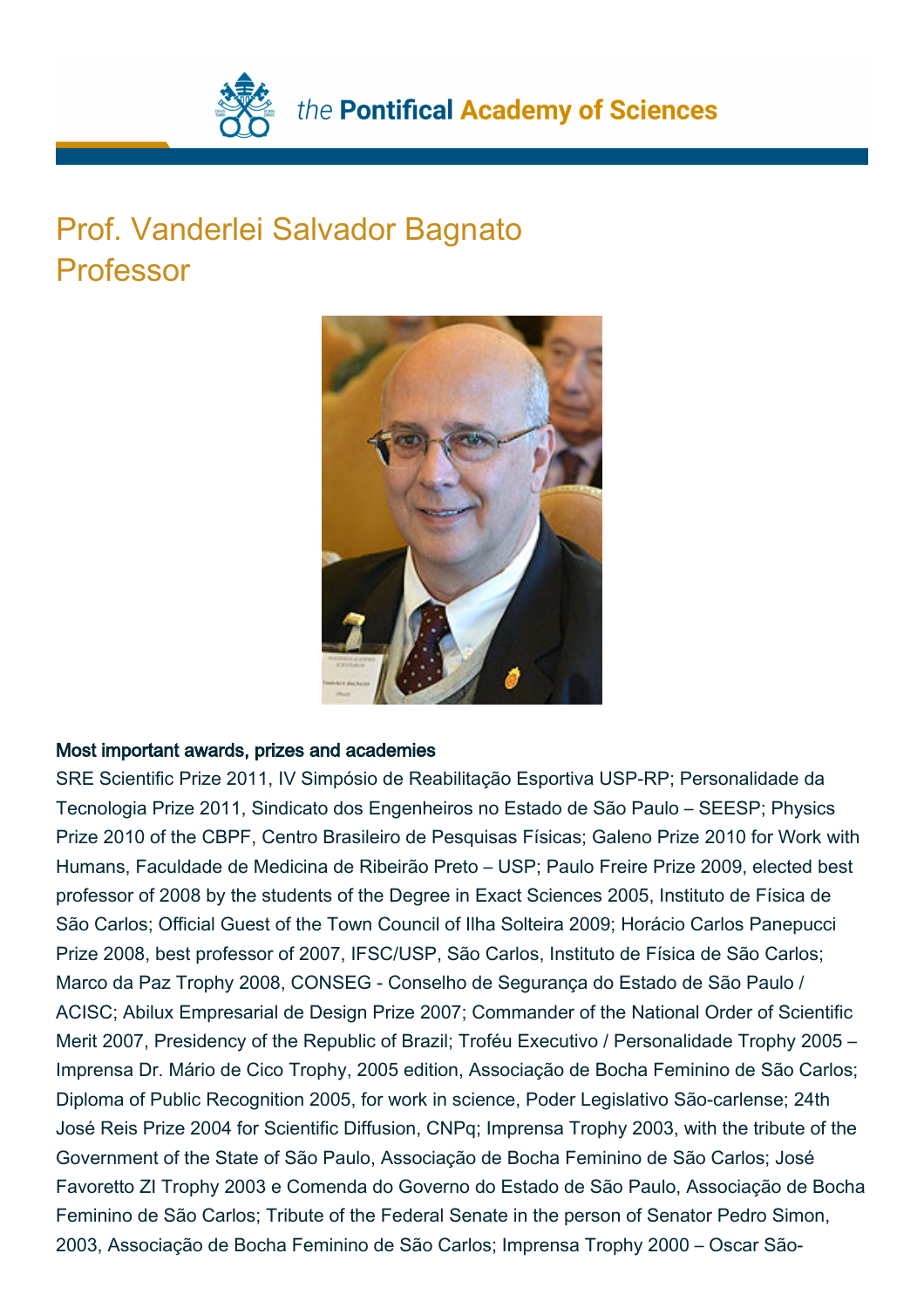# Prof. Vanderlei Salvador Bagnato
Professor

**Most important awards, prizes and academies**

SRE Scientific Prize 2011, IV Simpósio de Reabilitação Esportiva USP-RP; Personalidade da Tecnologia Prize 2011, Sindicato dos Engenheiros no Estado de São Paulo – SEESP; Physics Prize 2010 of the CBPF, Centro Brasileiro de Pesquisas Físicas; Galeno Prize 2010 for Work with Humans, Faculdade de Medicina de Ribeirão Preto – USP; Paulo Freire Prize 2009, elected best professor of 2008 by the students of the Degree in Exact Sciences 2005, Instituto de Física de São Carlos; Official Guest of the Town Council of Ilha Solteira 2009; Horácio Carlos Panepucci Prize 2008, best professor of 2007, IFSC/USP, São Carlos, Instituto de Física de São Carlos; Marco da Paz Trophy 2008, CONSEG - Conselho de Segurança do Estado de São Paulo / ACISC; Abilux Empresarial de Design Prize 2007; Commander of the National Order of Scientific Merit 2007, Presidency of the Republic of Brazil; Troféu Executivo / Personalidade Trophy 2005 – Imprensa Dr. Mário de Cico Trophy, 2005 edition, Associação de Bocha Feminino de São Carlos; Diploma of Public Recognition 2005, for work in science, Poder Legislativo São-carlense; 24th José Reis Prize 2004 for Scientific Diffusion, CNPq; Imprensa Trophy 2003, with the tribute of the Government of the State of São Paulo, Associação de Bocha Feminino de São Carlos; José Favoretto ZI Trophy 2003 e Comenda do Governo do Estado de São Paulo, Associação de Bocha Feminino de São Carlos; Tribute of the Federal Senate in the person of Senator Pedro Simon, 2003, Associação de Bocha Feminino de São Carlos; Imprensa Trophy 2000 – Oscar São-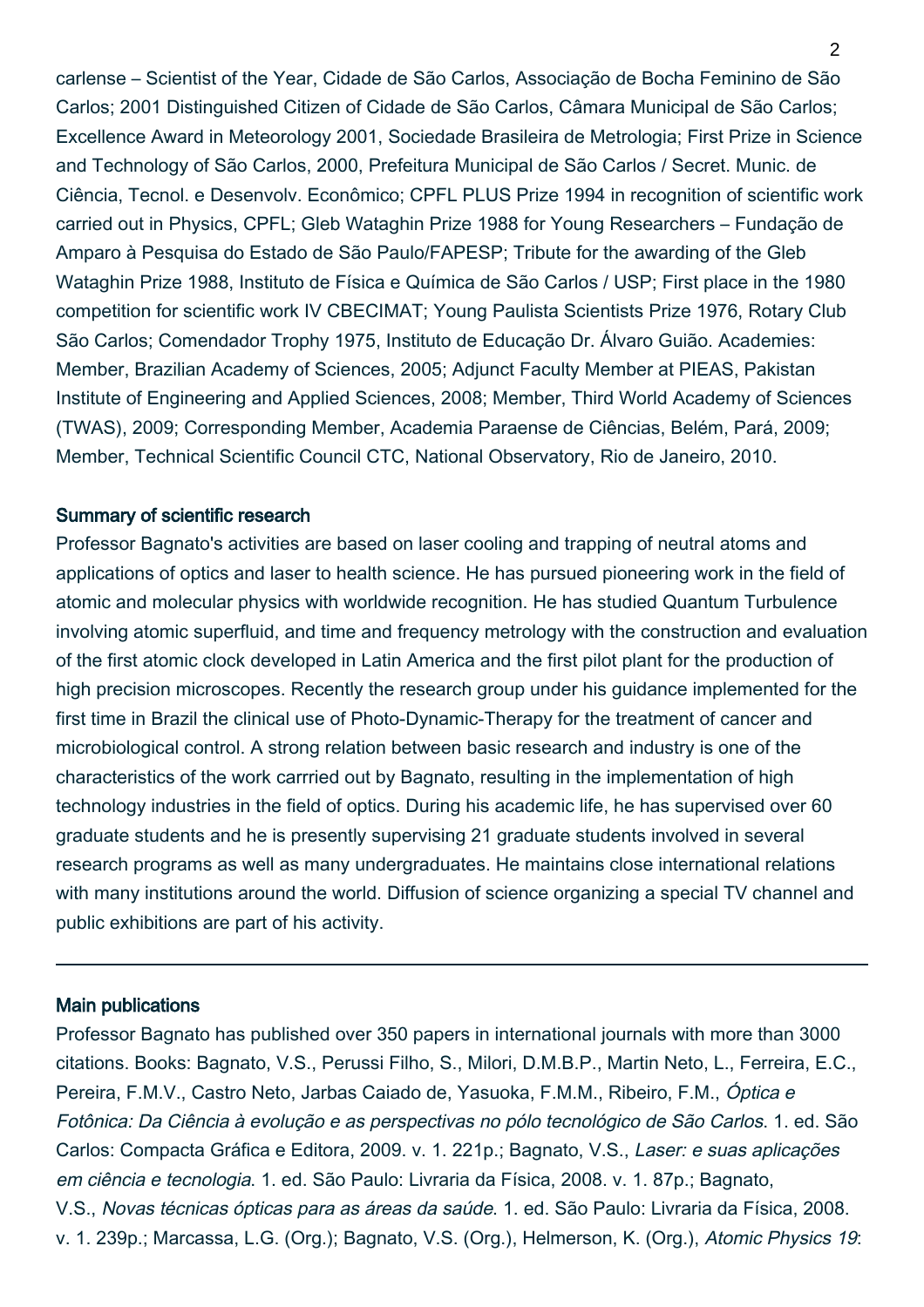carlense – Scientist of the Year, Cidade de São Carlos, Associação de Bocha Feminino de São Carlos; 2001 Distinguished Citizen of Cidade de São Carlos, Câmara Municipal de São Carlos; Excellence Award in Meteorology 2001, Sociedade Brasileira de Metrologia; First Prize in Science and Technology of São Carlos, 2000, Prefeitura Municipal de São Carlos / Secret. Munic. de Ciência, Tecnol. e Desenvolv. Econômico; CPFL PLUS Prize 1994 in recognition of scientific work carried out in Physics, CPFL; Gleb Wataghin Prize 1988 for Young Researchers – Fundação de Amparo à Pesquisa do Estado de São Paulo/FAPESP; Tribute for the awarding of the Gleb Wataghin Prize 1988, Instituto de Física e Química de São Carlos / USP; First place in the 1980 competition for scientific work IV CBECIMAT; Young Paulista Scientists Prize 1976, Rotary Club São Carlos; Comendador Trophy 1975, Instituto de Educação Dr. Álvaro Guião. Academies: Member, Brazilian Academy of Sciences, 2005; Adjunct Faculty Member at PIEAS, Pakistan Institute of Engineering and Applied Sciences, 2008; Member, Third World Academy of Sciences (TWAS), 2009; Corresponding Member, Academia Paraense de Ciências, Belém, Pará, 2009; Member, Technical Scientific Council CTC, National Observatory, Rio de Janeiro, 2010.

## Summary of scientific research

Professor Bagnato's activities are based on laser cooling and trapping of neutral atoms and applications of optics and laser to health science. He has pursued pioneering work in the field of atomic and molecular physics with worldwide recognition. He has studied Quantum Turbulence involving atomic superfluid, and time and frequency metrology with the construction and evaluation of the first atomic clock developed in Latin America and the first pilot plant for the production of high precision microscopes. Recently the research group under his guidance implemented for the first time in Brazil the clinical use of Photo-Dynamic-Therapy for the treatment of cancer and microbiological control. A strong relation between basic research and industry is one of the characteristics of the work carrried out by Bagnato, resulting in the implementation of high technology industries in the field of optics. During his academic life, he has supervised over 60 graduate students and he is presently supervising 21 graduate students involved in several research programs as well as many undergraduates. He maintains close international relations with many institutions around the world. Diffusion of science organizing a special TV channel and public exhibitions are part of his activity.

---

## Main publications

Professor Bagnato has published over 350 papers in international journals with more than 3000 citations. Books: Bagnato, V.S., Perussi Filho, S., Milori, D.M.B.P., Martin Neto, L., Ferreira, E.C., Pereira, F.M.V., Castro Neto, Jarbas Caiado de, Yasuoka, F.M.M., Ribeiro, F.M., *Óptica e Fotônica: Da Ciência à evolução e as perspectivas no pólo tecnológico de São Carlos*. 1. ed. São Carlos: Compacta Gráfica e Editora, 2009. v. 1. 221p.; Bagnato, V.S., *Laser: e suas aplicações em ciência e tecnologia*. 1. ed. São Paulo: Livraria da Física, 2008. v. 1. 87p.; Bagnato, V.S., *Novas técnicas ópticas para as áreas da saúde*. 1. ed. São Paulo: Livraria da Física, 2008. v. 1. 239p.; Marcassa, L.G. (Org.); Bagnato, V.S. (Org.), Helmerson, K. (Org.), *Atomic Physics 19*: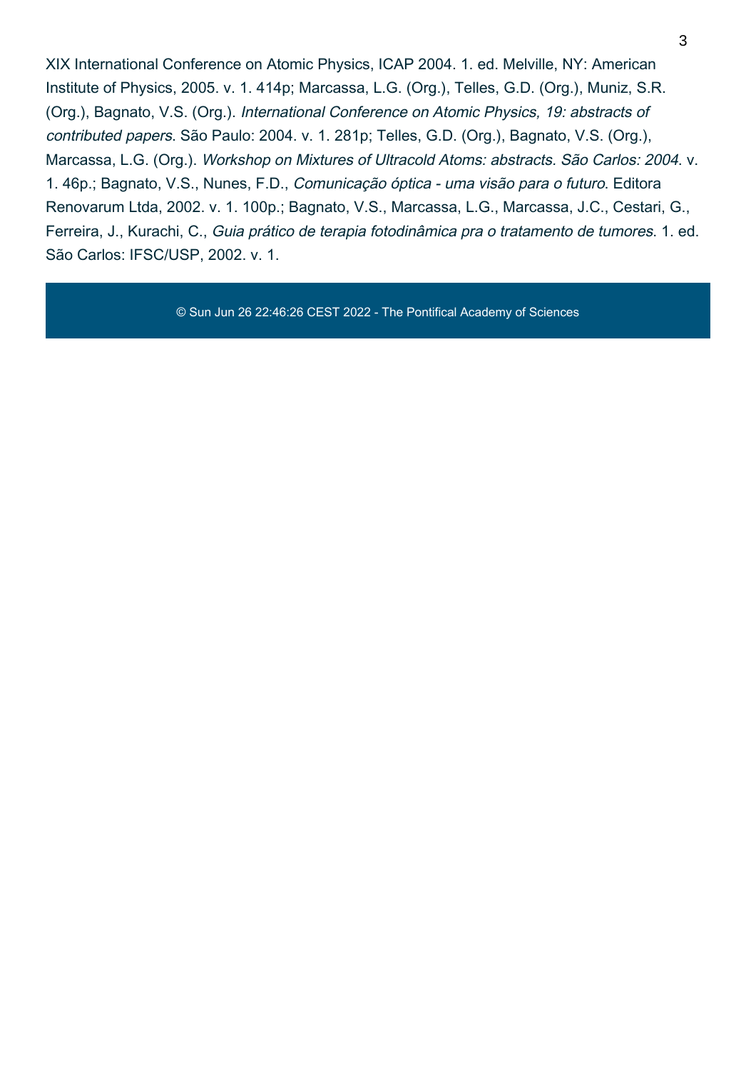XIX International Conference on Atomic Physics, ICAP 2004. 1. ed. Melville, NY: American Institute of Physics, 2005. v. 1. 414p; Marcassa, L.G. (Org.), Telles, G.D. (Org.), Muniz, S.R. (Org.), Bagnato, V.S. (Org.). *International Conference on Atomic Physics, 19: abstracts of contributed papers*. São Paulo: 2004. v. 1. 281p; Telles, G.D. (Org.), Bagnato, V.S. (Org.), Marcassa, L.G. (Org.). *Workshop on Mixtures of Ultracold Atoms: abstracts. São Carlos: 2004*. v. 1. 46p.; Bagnato, V.S., Nunes, F.D., *Comunicação óptica - uma visão para o futuro*. Editora Renovarum Ltda, 2002. v. 1. 100p.; Bagnato, V.S., Marcassa, L.G., Marcassa, J.C., Cestari, G., Ferreira, J., Kurachi, C., *Guia prático de terapia fotodinâmica pra o tratamento de tumores*. 1. ed. São Carlos: IFSC/USP, 2002. v. 1.